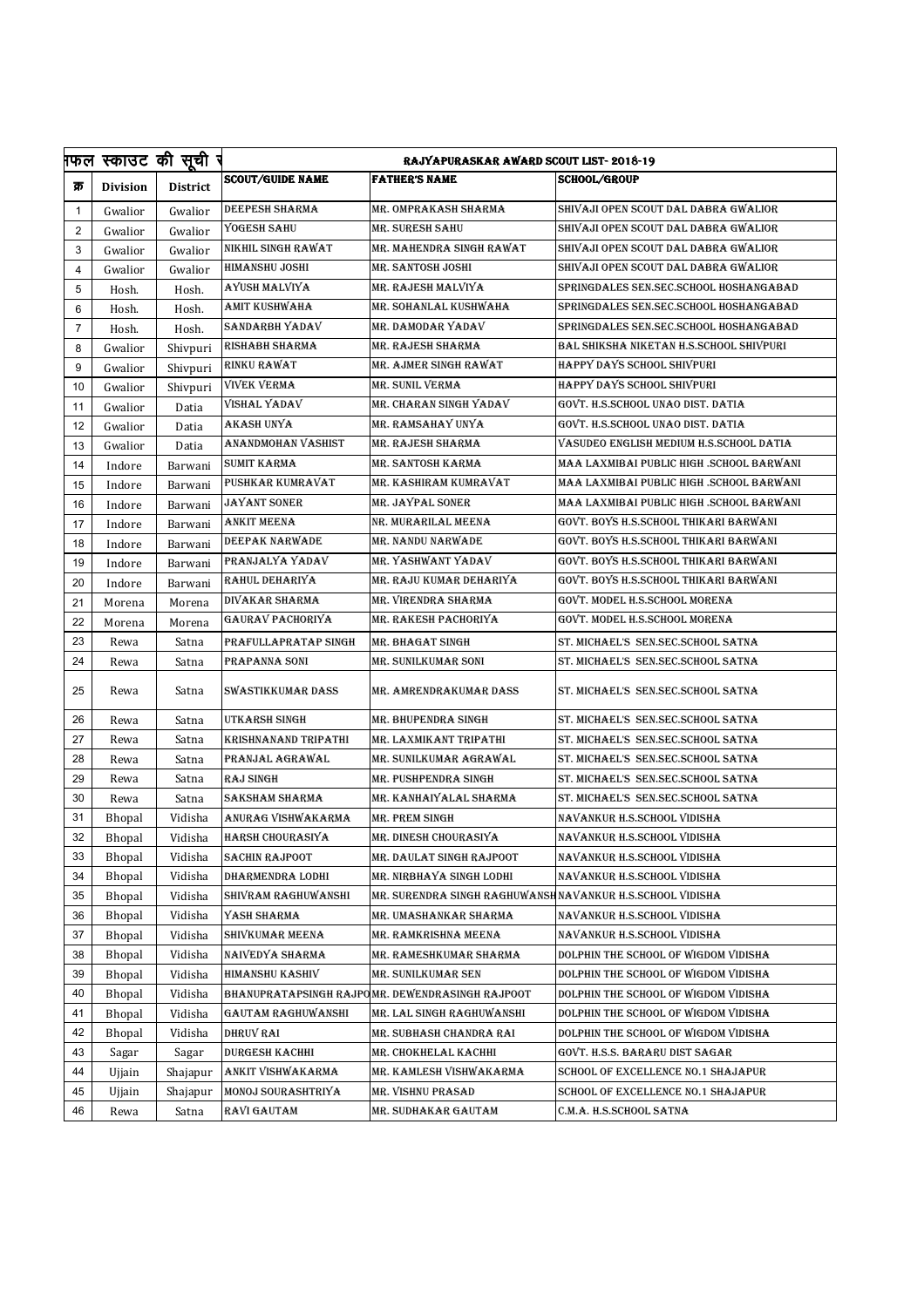| सफल स्काउट की सूची | | | RAJYAPURASKAR AWARD SCOUT LIST- 2018-19 | | |
|---|---|---|---|---|---|
| क्र | Division | District | SCOUT/GUIDE NAME | FATHER'S NAME | SCHOOL/GROUP |
| 1 | Gwalior | Gwalior | DEEPESH SHARMA | MR. OMPRAKASH SHARMA | SHIVAJI OPEN SCOUT DAL DABRA GWALIOR |
| 2 | Gwalior | Gwalior | YOGESH SAHU | MR. SURESH SAHU | SHIVAJI OPEN SCOUT DAL DABRA GWALIOR |
| 3 | Gwalior | Gwalior | NIKHIL SINGH RAWAT | MR. MAHENDRA SINGH RAWAT | SHIVAJI OPEN SCOUT DAL DABRA GWALIOR |
| 4 | Gwalior | Gwalior | HIMANSHU JOSHI | MR. SANTOSH JOSHI | SHIVAJI OPEN SCOUT DAL DABRA GWALIOR |
| 5 | Hosh. | Hosh. | AYUSH MALVIYA | MR. RAJESH MALVIYA | SPRINGDALES SEN.SEC.SCHOOL HOSHANGABAD |
| 6 | Hosh. | Hosh. | AMIT KUSHWAHA | MR. SOHANLAL KUSHWAHA | SPRINGDALES SEN.SEC.SCHOOL HOSHANGABAD |
| 7 | Hosh. | Hosh. | SANDARBH YADAV | MR. DAMODAR YADAV | SPRINGDALES SEN.SEC.SCHOOL HOSHANGABAD |
| 8 | Gwalior | Shivpuri | RISHABH SHARMA | MR. RAJESH SHARMA | BAL SHIKSHA NIKETAN H.S.SCHOOL SHIVPURI |
| 9 | Gwalior | Shivpuri | RINKU RAWAT | MR. AJMER SINGH RAWAT | HAPPY DAYS SCHOOL SHIVPURI |
| 10 | Gwalior | Shivpuri | VIVEK VERMA | MR. SUNIL VERMA | HAPPY DAYS SCHOOL SHIVPURI |
| 11 | Gwalior | Datia | VISHAL YADAV | MR. CHARAN SINGH YADAV | GOVT. H.S.SCHOOL UNAO DIST. DATIA |
| 12 | Gwalior | Datia | AKASH UNYA | MR. RAMSAHAY UNYA | GOVT. H.S.SCHOOL UNAO DIST. DATIA |
| 13 | Gwalior | Datia | ANANDMOHAN VASHIST | MR. RAJESH SHARMA | VASUDEO ENGLISH MEDIUM H.S.SCHOOL DATIA |
| 14 | Indore | Barwani | SUMIT KARMA | MR. SANTOSH KARMA | MAA LAXMIBAI PUBLIC HIGH .SCHOOL BARWANI |
| 15 | Indore | Barwani | PUSHKAR KUMRAVAT | MR. KASHIRAM KUMRAVAT | MAA LAXMIBAI PUBLIC HIGH .SCHOOL BARWANI |
| 16 | Indore | Barwani | JAYANT SONER | MR. JAYPAL SONER | MAA LAXMIBAI PUBLIC HIGH .SCHOOL BARWANI |
| 17 | Indore | Barwani | ANKIT MEENA | NR. MURARILAL MEENA | GOVT. BOYS H.S.SCHOOL THIKARI BARWANI |
| 18 | Indore | Barwani | DEEPAK NARWADE | MR. NANDU NARWADE | GOVT. BOYS H.S.SCHOOL THIKARI BARWANI |
| 19 | Indore | Barwani | PRANJALYA YADAV | MR. YASHWANT YADAV | GOVT. BOYS H.S.SCHOOL THIKARI BARWANI |
| 20 | Indore | Barwani | RAHUL DEHARIYA | MR. RAJU KUMAR DEHARIYA | GOVT. BOYS H.S.SCHOOL THIKARI BARWANI |
| 21 | Morena | Morena | DIVAKAR SHARMA | MR. VIRENDRA SHARMA | GOVT. MODEL H.S.SCHOOL MORENA |
| 22 | Morena | Morena | GAURAV PACHORIYA | MR. RAKESH PACHORIYA | GOVT. MODEL H.S.SCHOOL MORENA |
| 23 | Rewa | Satna | PRAFULLAPRATAP SINGH | MR. BHAGAT SINGH | ST. MICHAEL'S SEN.SEC.SCHOOL SATNA |
| 24 | Rewa | Satna | PRAPANNA SONI | MR. SUNILKUMAR SONI | ST. MICHAEL'S SEN.SEC.SCHOOL SATNA |
| 25 | Rewa | Satna | SWASTIKKUMAR DASS | MR. AMRENDRAKUMAR DASS | ST. MICHAEL'S SEN.SEC.SCHOOL SATNA |
| 26 | Rewa | Satna | UTKARSH SINGH | MR. BHUPENDRA SINGH | ST. MICHAEL'S SEN.SEC.SCHOOL SATNA |
| 27 | Rewa | Satna | KRISHNANAND TRIPATHI | MR. LAXMIKANT TRIPATHI | ST. MICHAEL'S SEN.SEC.SCHOOL SATNA |
| 28 | Rewa | Satna | PRANJAL AGRAWAL | MR. SUNILKUMAR AGRAWAL | ST. MICHAEL'S SEN.SEC.SCHOOL SATNA |
| 29 | Rewa | Satna | RAJ SINGH | MR. PUSHPENDRA SINGH | ST. MICHAEL'S SEN.SEC.SCHOOL SATNA |
| 30 | Rewa | Satna | SAKSHAM SHARMA | MR. KANHAIYALAL SHARMA | ST. MICHAEL'S SEN.SEC.SCHOOL SATNA |
| 31 | Bhopal | Vidisha | ANURAG VISHWAKARMA | MR. PREM SINGH | NAVANKUR H.S.SCHOOL VIDISHA |
| 32 | Bhopal | Vidisha | HARSH CHOURASIYA | MR. DINESH CHOURASIYA | NAVANKUR H.S.SCHOOL VIDISHA |
| 33 | Bhopal | Vidisha | SACHIN RAJPOOT | MR. DAULAT SINGH RAJPOOT | NAVANKUR H.S.SCHOOL VIDISHA |
| 34 | Bhopal | Vidisha | DHARMENDRA LODHI | MR. NIRBHAYA SINGH LODHI | NAVANKUR H.S.SCHOOL VIDISHA |
| 35 | Bhopal | Vidisha | SHIVRAM RAGHUWANSHI | MR. SURENDRA SINGH RAGHUWANSH | NAVANKUR H.S.SCHOOL VIDISHA |
| 36 | Bhopal | Vidisha | YASH SHARMA | MR. UMASHANKAR SHARMA | NAVANKUR H.S.SCHOOL VIDISHA |
| 37 | Bhopal | Vidisha | SHIVKUMAR MEENA | MR. RAMKRISHNA MEENA | NAVANKUR H.S.SCHOOL VIDISHA |
| 38 | Bhopal | Vidisha | NAIVEDYA SHARMA | MR. RAMESHKUMAR SHARMA | DOLPHIN THE SCHOOL OF WIGDOM VIDISHA |
| 39 | Bhopal | Vidisha | HIMANSHU KASHIV | MR. SUNILKUMAR SEN | DOLPHIN THE SCHOOL OF WIGDOM VIDISHA |
| 40 | Bhopal | Vidisha | BHANUPRATAPSINGH RAJPO | MR. DEWENDRASINGH RAJPOOT | DOLPHIN THE SCHOOL OF WIGDOM VIDISHA |
| 41 | Bhopal | Vidisha | GAUTAM RAGHUWANSHI | MR. LAL SINGH RAGHUWANSHI | DOLPHIN THE SCHOOL OF WIGDOM VIDISHA |
| 42 | Bhopal | Vidisha | DHRUV RAI | MR. SUBHASH CHANDRA RAI | DOLPHIN THE SCHOOL OF WIGDOM VIDISHA |
| 43 | Sagar | Sagar | DURGESH KACHHI | MR. CHOKHELAL KACHHI | GOVT. H.S.S. BARARU DIST SAGAR |
| 44 | Ujjain | Shajapur | ANKIT VISHWAKARMA | MR. KAMLESH VISHWAKARMA | SCHOOL OF EXCELLENCE NO.1 SHAJAPUR |
| 45 | Ujjain | Shajapur | MONOJ SOURASHTRIYA | MR. VISHNU PRASAD | SCHOOL OF EXCELLENCE NO.1 SHAJAPUR |
| 46 | Rewa | Satna | RAVI GAUTAM | MR. SUDHAKAR GAUTAM | C.M.A. H.S.SCHOOL SATNA |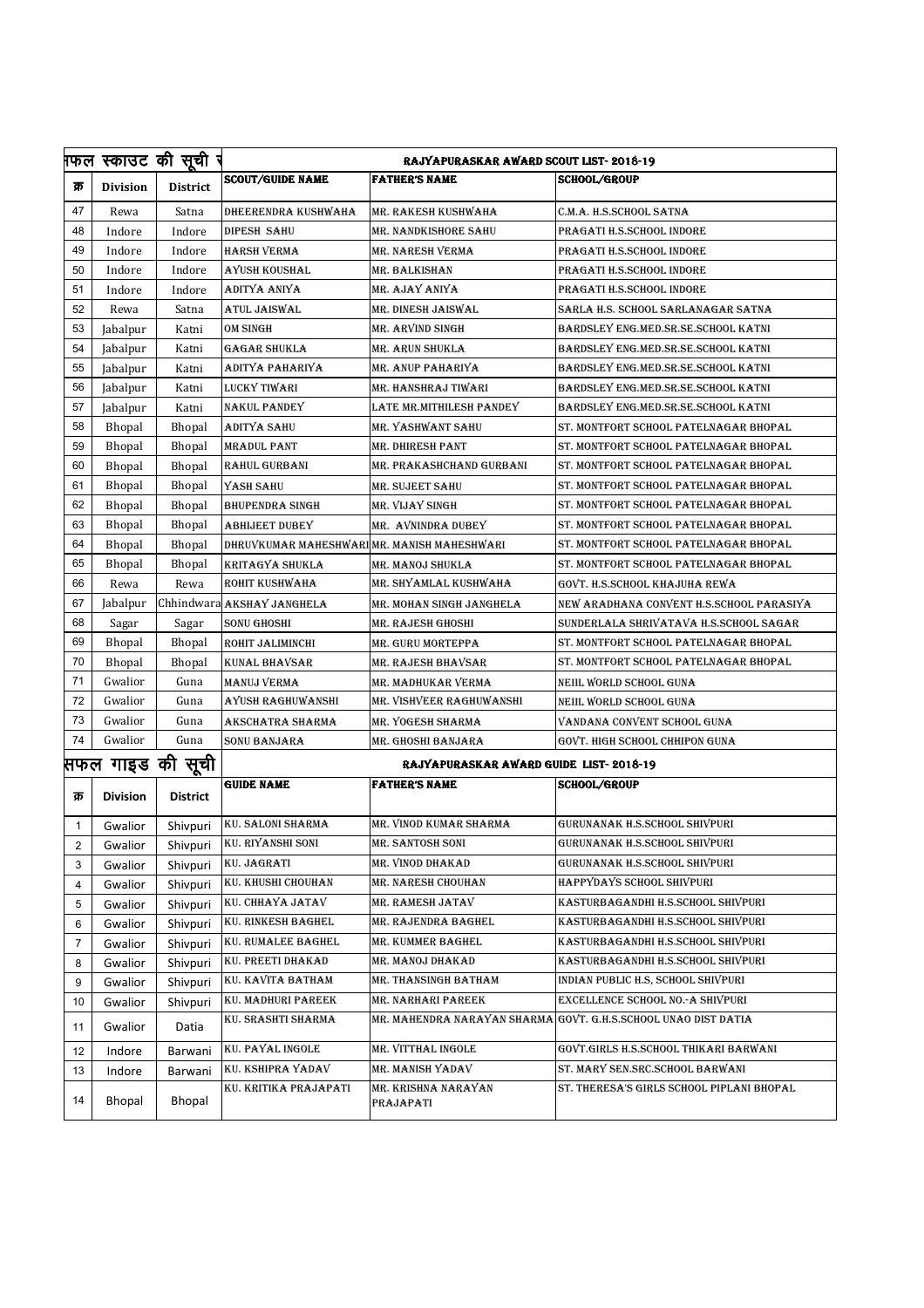| सफल स्काउट की सूची | | | RAJYAPURASKAR AWARD SCOUT LIST- 2018-19 | | |
|---|---|---|---|---|---|
| क्र | Division | District | SCOUT/GUIDE NAME | FATHER'S NAME | SCHOOL/GROUP |
| 47 | Rewa | Satna | DHEERENDRA KUSHWAHA | MR. RAKESH KUSHWAHA | C.M.A. H.S.SCHOOL SATNA |
| 48 | Indore | Indore | DIPESH SAHU | MR. NANDKISHORE SAHU | PRAGATI H.S.SCHOOL INDORE |
| 49 | Indore | Indore | HARSH VERMA | MR. NARESH VERMA | PRAGATI H.S.SCHOOL INDORE |
| 50 | Indore | Indore | AYUSH KOUSHAL | MR. BALKISHAN | PRAGATI H.S.SCHOOL INDORE |
| 51 | Indore | Indore | ADITYA ANIYA | MR. AJAY ANIYA | PRAGATI H.S.SCHOOL INDORE |
| 52 | Rewa | Satna | ATUL JAISWAL | MR. DINESH JAISWAL | SARLA H.S. SCHOOL SARLANAGAR SATNA |
| 53 | Jabalpur | Katni | OM SINGH | MR. ARVIND SINGH | BARDSLEY ENG.MED.SR.SE.SCHOOL KATNI |
| 54 | Jabalpur | Katni | GAGAR SHUKLA | MR. ARUN SHUKLA | BARDSLEY ENG.MED.SR.SE.SCHOOL KATNI |
| 55 | Jabalpur | Katni | ADITYA PAHARIYA | MR. ANUP PAHARIYA | BARDSLEY ENG.MED.SR.SE.SCHOOL KATNI |
| 56 | Jabalpur | Katni | LUCKY TIWARI | MR. HANSHRAJ TIWARI | BARDSLEY ENG.MED.SR.SE.SCHOOL KATNI |
| 57 | Jabalpur | Katni | NAKUL PANDEY | LATE MR.MITHILESH PANDEY | BARDSLEY ENG.MED.SR.SE.SCHOOL KATNI |
| 58 | Bhopal | Bhopal | ADITYA SAHU | MR. YASHWANT SAHU | ST. MONTFORT SCHOOL PATELNAGAR BHOPAL |
| 59 | Bhopal | Bhopal | MRADUL PANT | MR. DHIRESH PANT | ST. MONTFORT SCHOOL PATELNAGAR BHOPAL |
| 60 | Bhopal | Bhopal | RAHUL GURBANI | MR. PRAKASHCHAND GURBANI | ST. MONTFORT SCHOOL PATELNAGAR BHOPAL |
| 61 | Bhopal | Bhopal | YASH SAHU | MR. SUJEET SAHU | ST. MONTFORT SCHOOL PATELNAGAR BHOPAL |
| 62 | Bhopal | Bhopal | BHUPENDRA SINGH | MR. VIJAY SINGH | ST. MONTFORT SCHOOL PATELNAGAR BHOPAL |
| 63 | Bhopal | Bhopal | ABHIJEET DUBEY | MR. AVNINDRA DUBEY | ST. MONTFORT SCHOOL PATELNAGAR BHOPAL |
| 64 | Bhopal | Bhopal | DHRUVKUMAR MAHESHWARI | MR. MANISH MAHESHWARI | ST. MONTFORT SCHOOL PATELNAGAR BHOPAL |
| 65 | Bhopal | Bhopal | KRITAGYA SHUKLA | MR. MANOJ SHUKLA | ST. MONTFORT SCHOOL PATELNAGAR BHOPAL |
| 66 | Rewa | Rewa | ROHIT KUSHWAHA | MR. SHYAMLAL KUSHWAHA | GOVT. H.S.SCHOOL KHAJUHA REWA |
| 67 | Jabalpur | Chhindwara | AKSHAY JANGHELA | MR. MOHAN SINGH JANGHELA | NEW ARADHANA CONVENT H.S.SCHOOL PARASIYA |
| 68 | Sagar | Sagar | SONU GHOSHI | MR. RAJESH GHOSHI | SUNDERLALA SHRIVATAVA H.S.SCHOOL SAGAR |
| 69 | Bhopal | Bhopal | ROHIT JALIMINCHI | MR. GURU MORTEPPA | ST. MONTFORT SCHOOL PATELNAGAR BHOPAL |
| 70 | Bhopal | Bhopal | KUNAL BHAVSAR | MR. RAJESH BHAVSAR | ST. MONTFORT SCHOOL PATELNAGAR BHOPAL |
| 71 | Gwalior | Guna | MANUJ VERMA | MR. MADHUKAR VERMA | NEIIL WORLD SCHOOL GUNA |
| 72 | Gwalior | Guna | AYUSH RAGHUWANSHI | MR. VISHVEER RAGHUWANSHI | NEIIL WORLD SCHOOL GUNA |
| 73 | Gwalior | Guna | AKSCHATRA SHARMA | MR. YOGESH SHARMA | VANDANA CONVENT SCHOOL GUNA |
| 74 | Gwalior | Guna | SONU BANJARA | MR. GHOSHI BANJARA | GOVT. HIGH SCHOOL CHHIPON GUNA |

| सफल गाइड की सूची | | | RAJYAPURASKAR AWARD GUIDE LIST- 2018-19 | | |
|---|---|---|---|---|---|
| क्र | Division | District | GUIDE NAME | FATHER'S NAME | SCHOOL/GROUP |
| 1 | Gwalior | Shivpuri | KU. SALONI SHARMA | MR. VINOD KUMAR SHARMA | GURUNANAK H.S.SCHOOL SHIVPURI |
| 2 | Gwalior | Shivpuri | KU. RIYANSHI SONI | MR. SANTOSH SONI | GURUNANAK H.S.SCHOOL SHIVPURI |
| 3 | Gwalior | Shivpuri | KU. JAGRATI | MR. VINOD DHAKAD | GURUNANAK H.S.SCHOOL SHIVPURI |
| 4 | Gwalior | Shivpuri | KU. KHUSHI CHOUHAN | MR. NARESH CHOUHAN | HAPPYDAYS SCHOOL SHIVPURI |
| 5 | Gwalior | Shivpuri | KU. CHHAYA JATAV | MR. RAMESH JATAV | KASTURBAGANDHI H.S.SCHOOL SHIVPURI |
| 6 | Gwalior | Shivpuri | KU. RINKESH BAGHEL | MR. RAJENDRA BAGHEL | KASTURBAGANDHI H.S.SCHOOL SHIVPURI |
| 7 | Gwalior | Shivpuri | KU. RUMALEE BAGHEL | MR. KUMMER BAGHEL | KASTURBAGANDHI H.S.SCHOOL SHIVPURI |
| 8 | Gwalior | Shivpuri | KU. PREETI DHAKAD | MR. MANOJ DHAKAD | KASTURBAGANDHI H.S.SCHOOL SHIVPURI |
| 9 | Gwalior | Shivpuri | KU. KAVITA BATHAM | MR. THANSINGH BATHAM | INDIAN PUBLIC H.S, SCHOOL SHIVPURI |
| 10 | Gwalior | Shivpuri | KU. MADHURI PAREEK | MR. NARHARI PAREEK | EXCELLENCE SCHOOL NO.-A SHIVPURI |
| 11 | Gwalior | Datia | KU. SRASHTI SHARMA | MR. MAHENDRA NARAYAN SHARMA | GOVT. G.H.S.SCHOOL UNAO DIST DATIA |
| 12 | Indore | Barwani | KU. PAYAL INGOLE | MR. VITTHAL INGOLE | GOVT.GIRLS H.S.SCHOOL THIKARI BARWANI |
| 13 | Indore | Barwani | KU. KSHIPRA YADAV | MR. MANISH YADAV | ST. MARY SEN.SRC.SCHOOL BARWANI |
| 14 | Bhopal | Bhopal | KU. KRITIKA PRAJAPATI | MR. KRISHNA NARAYAN PRAJAPATI | ST. THERESA'S GIRLS SCHOOL PIPLANI BHOPAL |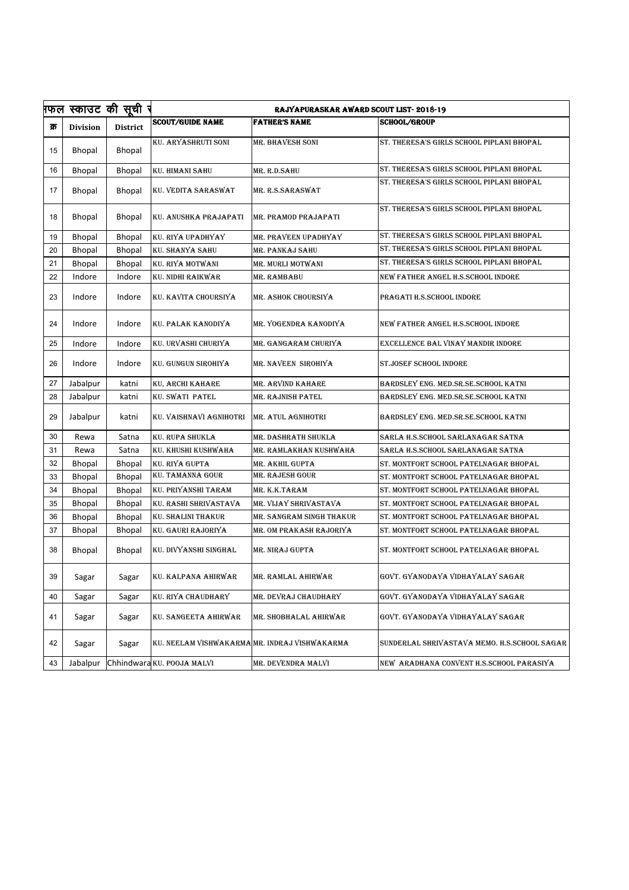| सफल स्काउट की सूची र | | | RAJYAPURASKAR AWARD SCOUT LIST- 2018-19 | | |
|---|---|---|---|---|---|
| क्र | Division | District | SCOUT/GUIDE NAME | FATHER'S NAME | SCHOOL/GROUP |
| 15 | Bhopal | Bhopal | KU. ARYASHRUTI SONI | MR. BHAVESH SONI | ST. THERESA'S GIRLS SCHOOL PIPLANI BHOPAL |
| 16 | Bhopal | Bhopal | KU. HIMANI SAHU | MR. R.D.SAHU | ST. THERESA'S GIRLS SCHOOL PIPLANI BHOPAL |
| 17 | Bhopal | Bhopal | KU. VEDITA SARASWAT | MR. R.S.SARASWAT | ST. THERESA'S GIRLS SCHOOL PIPLANI BHOPAL |
| 18 | Bhopal | Bhopal | KU. ANUSHKA PRAJAPATI | MR. PRAMOD PRAJAPATI | ST. THERESA'S GIRLS SCHOOL PIPLANI BHOPAL |
| 19 | Bhopal | Bhopal | KU. RIYA UPADHYAY | MR. PRAVEEN UPADHYAY | ST. THERESA'S GIRLS SCHOOL PIPLANI BHOPAL |
| 20 | Bhopal | Bhopal | KU. SHANYA SAHU | MR. PANKAJ SAHU | ST. THERESA'S GIRLS SCHOOL PIPLANI BHOPAL |
| 21 | Bhopal | Bhopal | KU. RIYA MOTWANI | MR. MURLI MOTWANI | ST. THERESA'S GIRLS SCHOOL PIPLANI BHOPAL |
| 22 | Indore | Indore | KU. NIDHI RAIKWAR | MR. RAMBABU | NEW FATHER ANGEL H.S.SCHOOL INDORE |
| 23 | Indore | Indore | KU. KAVITA CHOURSIYA | MR. ASHOK CHOURSIYA | PRAGATI H.S.SCHOOL INDORE |
| 24 | Indore | Indore | KU. PALAK KANODIYA | MR. YOGENDRA KANODIYA | NEW FATHER ANGEL H.S.SCHOOL INDORE |
| 25 | Indore | Indore | KU. URVASHI CHURIYA | MR. GANGARAM CHURIYA | EXCELLENCE BAL VINAY MANDIR INDORE |
| 26 | Indore | Indore | KU. GUNGUN SIROHIYA | MR. NAVEEN SIROHIYA | ST.JOSEF SCHOOL INDORE |
| 27 | Jabalpur | katni | KU, ARCHI KAHARE | MR. ARVIND KAHARE | BARDSLEY ENG. MED.SR.SE.SCHOOL KATNI |
| 28 | Jabalpur | katni | KU. SWATI PATEL | MR. RAJNISH PATEL | BARDSLEY ENG. MED.SR.SE.SCHOOL KATNI |
| 29 | Jabalpur | katni | KU. VAISHNAVI AGNIHOTRI | MR. ATUL AGNIHOTRI | BARDSLEY ENG. MED.SR.SE.SCHOOL KATNI |
| 30 | Rewa | Satna | KU. RUPA SHUKLA | MR. DASHRATH SHUKLA | SARLA H.S.SCHOOL SARLANAGAR SATNA |
| 31 | Rewa | Satna | KU. KHUSHI KUSHWAHA | MR. RAMLAKHAN KUSHWAHA | SARLA H.S.SCHOOL SARLANAGAR SATNA |
| 32 | Bhopal | Bhopal | KU. RIYA GUPTA | MR. AKHIL GUPTA | ST. MONTFORT SCHOOL PATELNAGAR BHOPAL |
| 33 | Bhopal | Bhopal | KU. TAMANNA GOUR | MR. RAJESH GOUR | ST. MONTFORT SCHOOL PATELNAGAR BHOPAL |
| 34 | Bhopal | Bhopal | KU. PRIYANSHI TARAM | MR. K.K.TARAM | ST. MONTFORT SCHOOL PATELNAGAR BHOPAL |
| 35 | Bhopal | Bhopal | KU. RASHI SHRIVASTAVA | MR. VIJAY SHRIVASTAVA | ST. MONTFORT SCHOOL PATELNAGAR BHOPAL |
| 36 | Bhopal | Bhopal | KU. SHALINI THAKUR | MR. SANGRAM SINGH THAKUR | ST. MONTFORT SCHOOL PATELNAGAR BHOPAL |
| 37 | Bhopal | Bhopal | KU. GAURI RAJORIYA | MR. OM PRAKASH RAJORIYA | ST. MONTFORT SCHOOL PATELNAGAR BHOPAL |
| 38 | Bhopal | Bhopal | KU. DIVYANSHI SINGHAL | MR. NIRAJ GUPTA | ST. MONTFORT SCHOOL PATELNAGAR BHOPAL |
| 39 | Sagar | Sagar | KU. KALPANA AHIRWAR | MR. RAMLAL AHIRWAR | GOVT. GYANODAYA VIDHAYALAY SAGAR |
| 40 | Sagar | Sagar | KU. RIYA CHAUDHARY | MR. DEVRAJ CHAUDHARY | GOVT. GYANODAYA VIDHAYALAY SAGAR |
| 41 | Sagar | Sagar | KU. SANGEETA AHIRWAR | MR. SHOBHALAL AHIRWAR | GOVT. GYANODAYA VIDHAYALAY SAGAR |
| 42 | Sagar | Sagar | KU. NEELAM VISHWAKARMA | MR. INDRAJ VISHWAKARMA | SUNDERLAL SHRIVASTAVA MEMO. H.S.SCHOOL SAGAR |
| 43 | Jabalpur | Chhindwara | KU. POOJA MALVI | MR. DEVENDRA MALVI | NEW ARADHANA CONVENT H.S.SCHOOL PARASIYA |